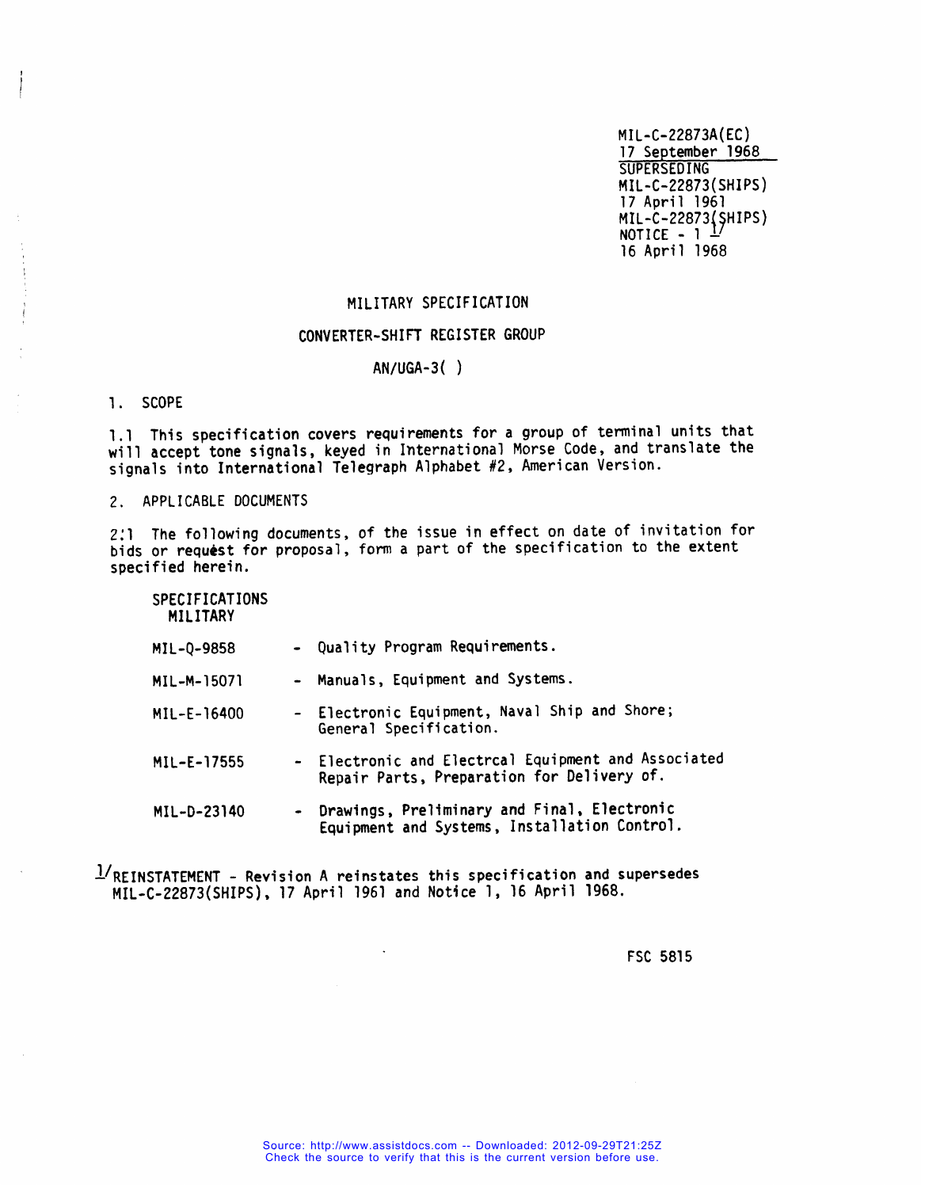MIL-C-22873A(EC)
17 September 1968
SUPERSEDING
MIL-C-22873(SHIPS)
17 April 1961
MIL-C-22873(SHIPS)
NOTICE - 1 [1/]
16 April 1968

# MILITARY SPECIFICATION

## CONVERTER-SHIFT REGISTER GROUP

## AN/UGA-3( )

### 1. SCOPE

1.1 This specification covers requirements for a group of terminal units that will accept tone signals, keyed in International Morse Code, and translate the signals into International Telegraph Alphabet #2, American Version.

### 2. APPLICABLE DOCUMENTS

2.1 The following documents, of the issue in effect on date of invitation for bids or request for proposal, form a part of the specification to the extent specified herein.

SPECIFICATIONS
MILITARY

| | | |
|---|---|---|
| MIL-Q-9858 | - | Quality Program Requirements. |
| MIL-M-15071 | - | Manuals, Equipment and Systems. |
| MIL-E-16400 | - | Electronic Equipment, Naval Ship and Shore; General Specification. |
| MIL-E-17555 | - | Electronic and Electrcal Equipment and Associated Repair Parts, Preparation for Delivery of. |
| MIL-D-23140 | - | Drawings, Preliminary and Final, Electronic Equipment and Systems, Installation Control. |

[1/] REINSTATEMENT - Revision A reinstates this specification and supersedes MIL-C-22873(SHIPS), 17 April 1961 and Notice 1, 16 April 1968.

FSC 5815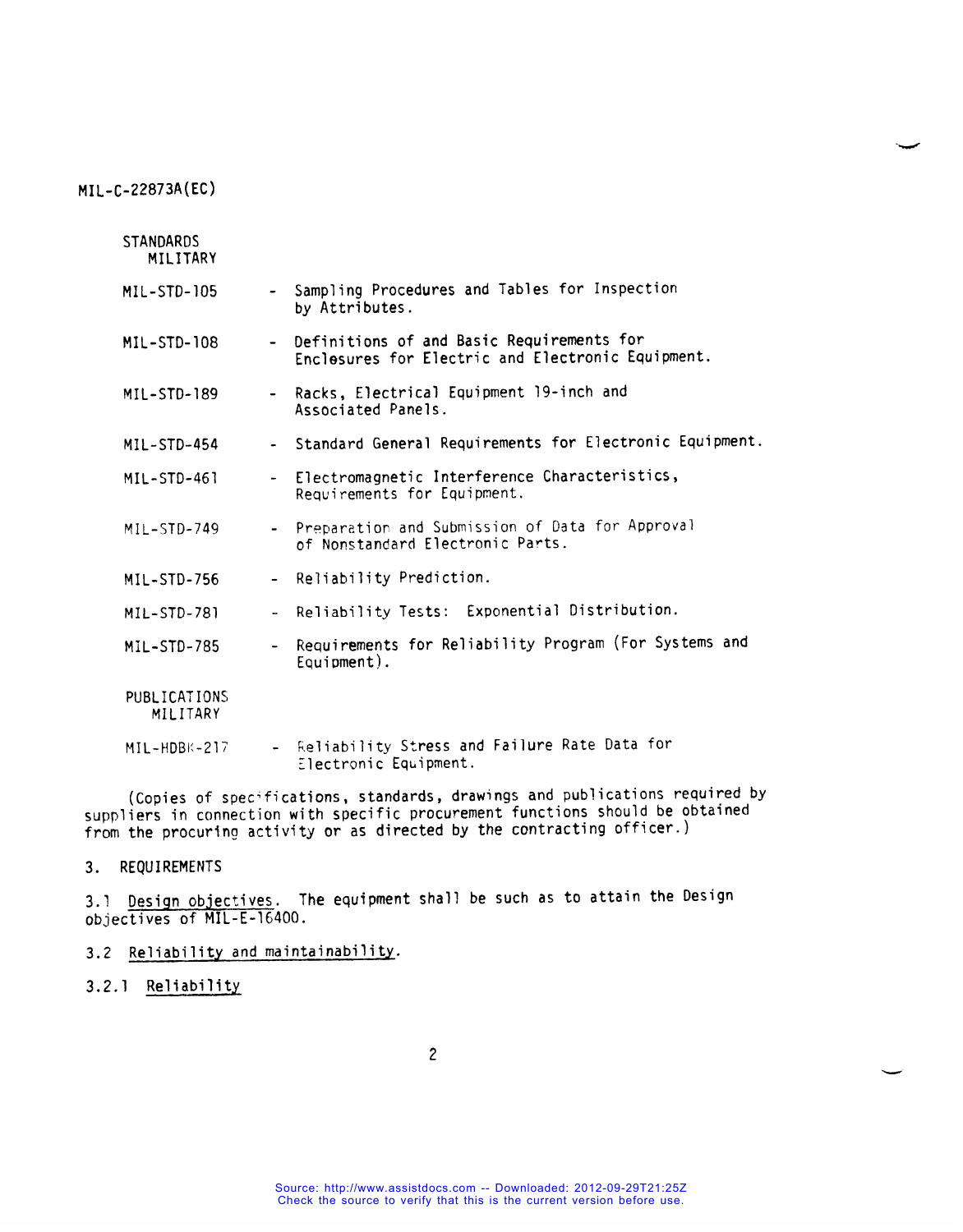STANDARDS
MILITARY

MIL-STD-105 - Sampling Procedures and Tables for Inspection by Attributes.

MIL-STD-108 - Definitions of and Basic Requirements for Enclosures for Electric and Electronic Equipment.

MIL-STD-189 - Racks, Electrical Equipment 19-inch and Associated Panels.

MIL-STD-454 - Standard General Requirements for Electronic Equipment.

MIL-STD-461 - Electromagnetic Interference Characteristics, Requirements for Equipment.

MIL-STD-749 - Preparation and Submission of Data for Approval of Nonstandard Electronic Parts.

MIL-STD-756 - Reliability Prediction.

MIL-STD-781 - Reliability Tests: Exponential Distribution.

MIL-STD-785 - Requirements for Reliability Program (For Systems and Equipment).

PUBLICATIONS
MILITARY

MIL-HDBK-217 - Reliability Stress and Failure Rate Data for Electronic Equipment.

(Copies of specifications, standards, drawings and publications required by suppliers in connection with specific procurement functions should be obtained from the procuring activity or as directed by the contracting officer.)

3. REQUIREMENTS

3.1 Design objectives. The equipment shall be such as to attain the Design objectives of MIL-E-16400.

3.2 Reliability and maintainability.

3.2.1 Reliability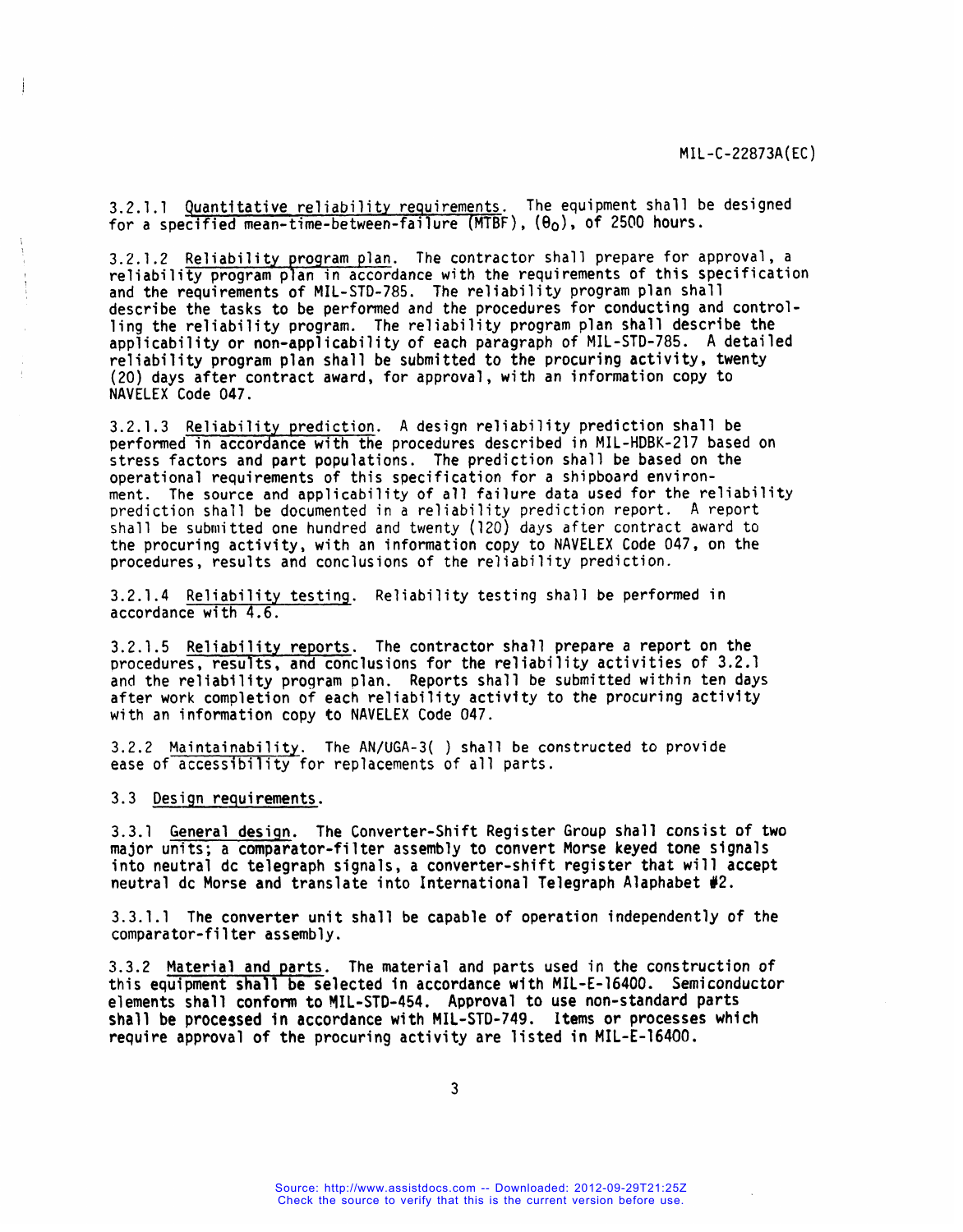3.2.1.1 Quantitative reliability requirements. The equipment shall be designed for a specified mean-time-between-failure (MTBF), ($\theta_0$), of 2500 hours.

3.2.1.2 Reliability program plan. The contractor shall prepare for approval, a reliability program plan in accordance with the requirements of this specification and the requirements of MIL-STD-785. The reliability program plan shall describe the tasks to be performed and the procedures for conducting and controlling the reliability program. The reliability program plan shall describe the applicability or non-applicability of each paragraph of MIL-STD-785. A detailed reliability program plan shall be submitted to the procuring activity, twenty (20) days after contract award, for approval, with an information copy to NAVELEX Code 047.

3.2.1.3 Reliability prediction. A design reliability prediction shall be performed in accordance with the procedures described in MIL-HDBK-217 based on stress factors and part populations. The prediction shall be based on the operational requirements of this specification for a shipboard environment. The source and applicability of all failure data used for the reliability prediction shall be documented in a reliability prediction report. A report shall be submitted one hundred and twenty (120) days after contract award to the procuring activity, with an information copy to NAVELEX Code 047, on the procedures, results and conclusions of the reliability prediction.

3.2.1.4 Reliability testing. Reliability testing shall be performed in accordance with 4.6.

3.2.1.5 Reliability reports. The contractor shall prepare a report on the procedures, results, and conclusions for the reliability activities of 3.2.1 and the reliability program plan. Reports shall be submitted within ten days after work completion of each reliability activity to the procuring activity with an information copy to NAVELEX Code 047.

3.2.2 Maintainability. The AN/UGA-3( ) shall be constructed to provide ease of accessibility for replacements of all parts.

3.3 Design requirements.

3.3.1 General design. The Converter-Shift Register Group shall consist of two major units; a comparator-filter assembly to convert Morse keyed tone signals into neutral dc telegraph signals, a converter-shift register that will accept neutral dc Morse and translate into International Telegraph Alaphabet #2.

3.3.1.1 The converter unit shall be capable of operation independently of the comparator-filter assembly.

3.3.2 Material and parts. The material and parts used in the construction of this equipment shall be selected in accordance with MIL-E-16400. Semiconductor elements shall conform to MIL-STD-454. Approval to use non-standard parts shall be processed in accordance with MIL-STD-749. Items or processes which require approval of the procuring activity are listed in MIL-E-16400.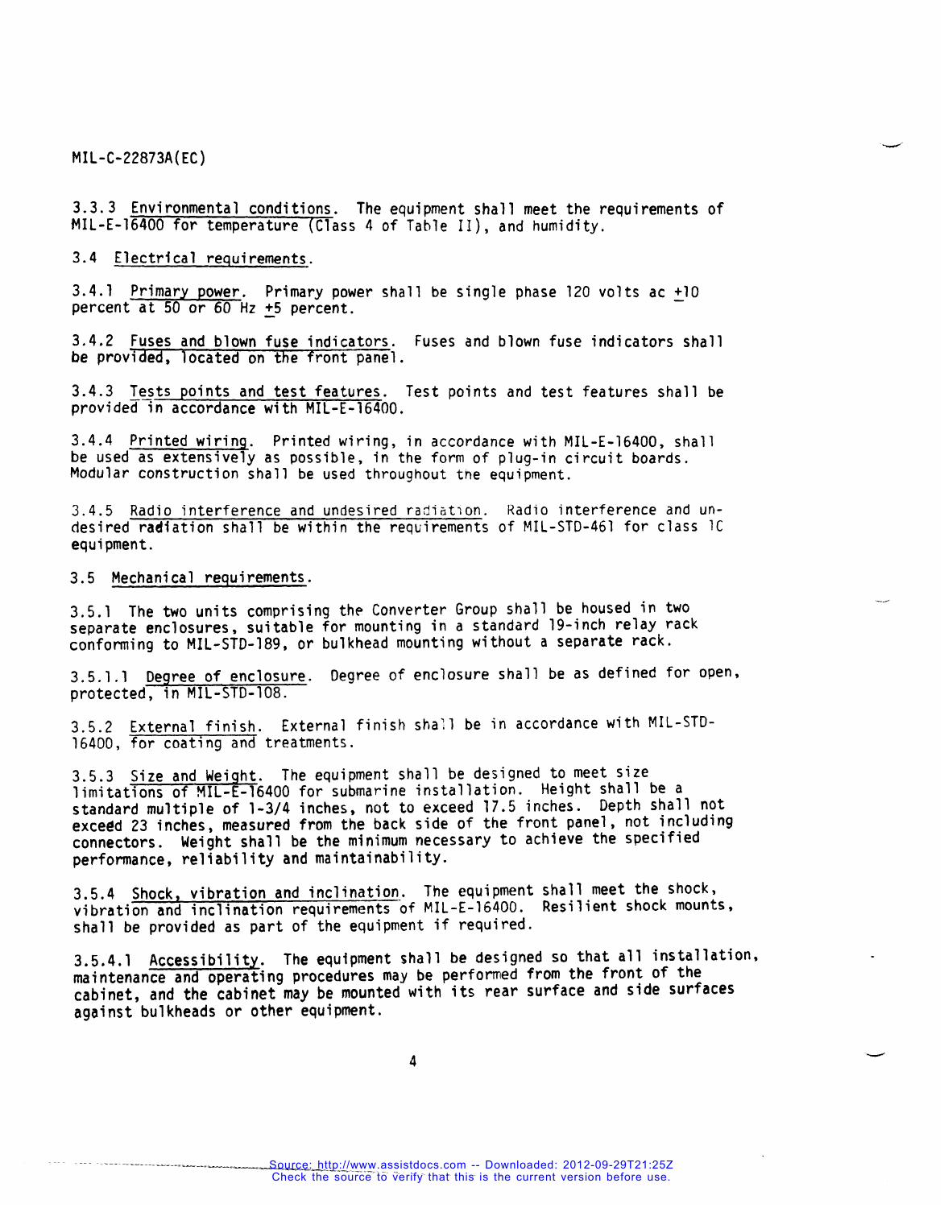3.3.3 Environmental conditions. The equipment shall meet the requirements of MIL-E-16400 for temperature (Class 4 of Table II), and humidity.

3.4 Electrical requirements.

3.4.1 Primary power. Primary power shall be single phase 120 volts ac ±10 percent at 50 or 60 Hz ±5 percent.

3.4.2 Fuses and blown fuse indicators. Fuses and blown fuse indicators shall be provided, located on the front panel.

3.4.3 Tests points and test features. Test points and test features shall be provided in accordance with MIL-E-16400.

3.4.4 Printed wiring. Printed wiring, in accordance with MIL-E-16400, shall be used as extensively as possible, in the form of plug-in circuit boards. Modular construction shall be used throughout the equipment.

3.4.5 Radio interference and undesired radiation. Radio interference and undesired radiation shall be within the requirements of MIL-STD-461 for class 1C equipment.

3.5 Mechanical requirements.

3.5.1 The two units comprising the Converter Group shall be housed in two separate enclosures, suitable for mounting in a standard 19-inch relay rack conforming to MIL-STD-189, or bulkhead mounting without a separate rack.

3.5.1.1 Degree of enclosure. Degree of enclosure shall be as defined for open, protected, in MIL-STD-108.

3.5.2 External finish. External finish shall be in accordance with MIL-STD-16400, for coating and treatments.

3.5.3 Size and Weight. The equipment shall be designed to meet size limitations of MIL-E-16400 for submarine installation. Height shall be a standard multiple of 1-3/4 inches, not to exceed 17.5 inches. Depth shall not exceed 23 inches, measured from the back side of the front panel, not including connectors. Weight shall be the minimum necessary to achieve the specified performance, reliability and maintainability.

3.5.4 Shock, vibration and inclination. The equipment shall meet the shock, vibration and inclination requirements of MIL-E-16400. Resilient shock mounts, shall be provided as part of the equipment if required.

3.5.4.1 Accessibility. The equipment shall be designed so that all installation, maintenance and operating procedures may be performed from the front of the cabinet, and the cabinet may be mounted with its rear surface and side surfaces against bulkheads or other equipment.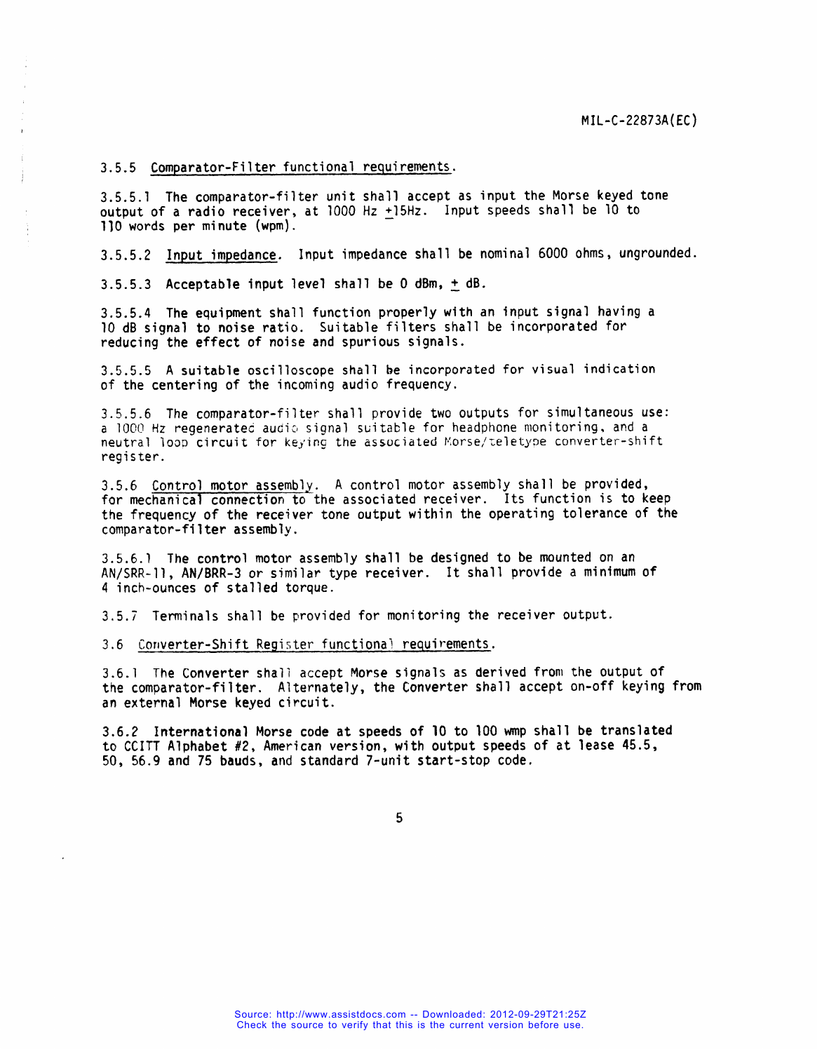3.5.5 Comparator-Filter functional requirements.

3.5.5.1 The comparator-filter unit shall accept as input the Morse keyed tone output of a radio receiver, at 1000 Hz ±15Hz. Input speeds shall be 10 to 110 words per minute (wpm).

3.5.5.2 Input impedance. Input impedance shall be nominal 6000 ohms, ungrounded.

3.5.5.3 Acceptable input level shall be 0 dBm, ± dB.

3.5.5.4 The equipment shall function properly with an input signal having a 10 dB signal to noise ratio. Suitable filters shall be incorporated for reducing the effect of noise and spurious signals.

3.5.5.5 A suitable oscilloscope shall be incorporated for visual indication of the centering of the incoming audio frequency.

3.5.5.6 The comparator-filter shall provide two outputs for simultaneous use: a 1000 Hz regenerated audio signal suitable for headphone monitoring, and a neutral loop circuit for keying the associated Morse/teletype converter-shift register.

3.5.6 Control motor assembly. A control motor assembly shall be provided, for mechanical connection to the associated receiver. Its function is to keep the frequency of the receiver tone output within the operating tolerance of the comparator-filter assembly.

3.5.6.1 The control motor assembly shall be designed to be mounted on an AN/SRR-11, AN/BRR-3 or similar type receiver. It shall provide a minimum of 4 inch-ounces of stalled torque.

3.5.7 Terminals shall be provided for monitoring the receiver output.

3.6 Converter-Shift Register functional requirements.

3.6.1 The Converter shall accept Morse signals as derived from the output of the comparator-filter. Alternately, the Converter shall accept on-off keying from an external Morse keyed circuit.

3.6.2 International Morse code at speeds of 10 to 100 wmp shall be translated to CCITT Alphabet #2, American version, with output speeds of at lease 45.5, 50, 56.9 and 75 bauds, and standard 7-unit start-stop code.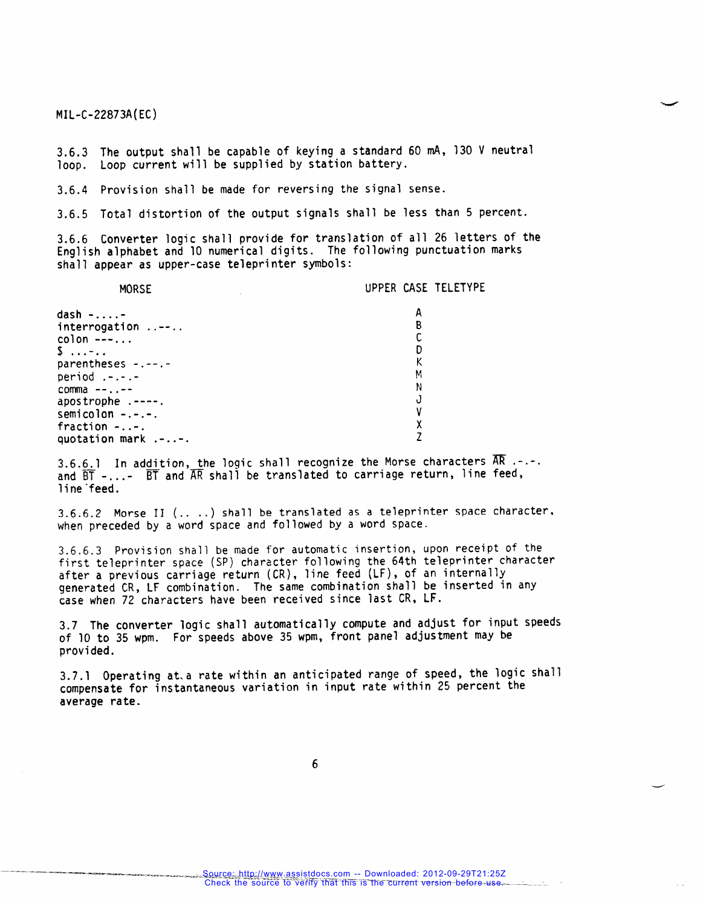3.6.3 The output shall be capable of keying a standard 60 mA, 130 V neutral loop. Loop current will be supplied by station battery.

3.6.4 Provision shall be made for reversing the signal sense.

3.6.5 Total distortion of the output signals shall be less than 5 percent.

3.6.6 Converter logic shall provide for translation of all 26 letters of the English alphabet and 10 numerical digits. The following punctuation marks shall appear as upper-case teleprinter symbols:

| MORSE | UPPER CASE TELETYPE |
|---|---|
| dash -....- | A |
| interrogation ..--.. | B |
| colon ---... | C |
| $ ...-.. | D |
| parentheses -.--.- | K |
| period .-.-.- | M |
| comma --..-- | N |
| apostrophe .----. | J |
| semicolon -.-.-. | V |
| fraction -..-. | X |
| quotation mark .-..-. | Z |

3.6.6.1 In addition, the logic shall recognize the Morse characters $\overline{AR}$ .-.-. and $\overline{BT}$ -...- $\overline{BT}$ and $\overline{AR}$ shall be translated to carriage return, line feed, line feed.

3.6.6.2 Morse II (.. ..) shall be translated as a teleprinter space character, when preceded by a word space and followed by a word space.

3.6.6.3 Provision shall be made for automatic insertion, upon receipt of the first teleprinter space (SP) character following the 64th teleprinter character after a previous carriage return (CR), line feed (LF), of an internally generated CR, LF combination. The same combination shall be inserted in any case when 72 characters have been received since last CR, LF.

3.7 The converter logic shall automatically compute and adjust for input speeds of 10 to 35 wpm. For speeds above 35 wpm, front panel adjustment may be provided.

3.7.1 Operating at a rate within an anticipated range of speed, the logic shall compensate for instantaneous variation in input rate within 25 percent the average rate.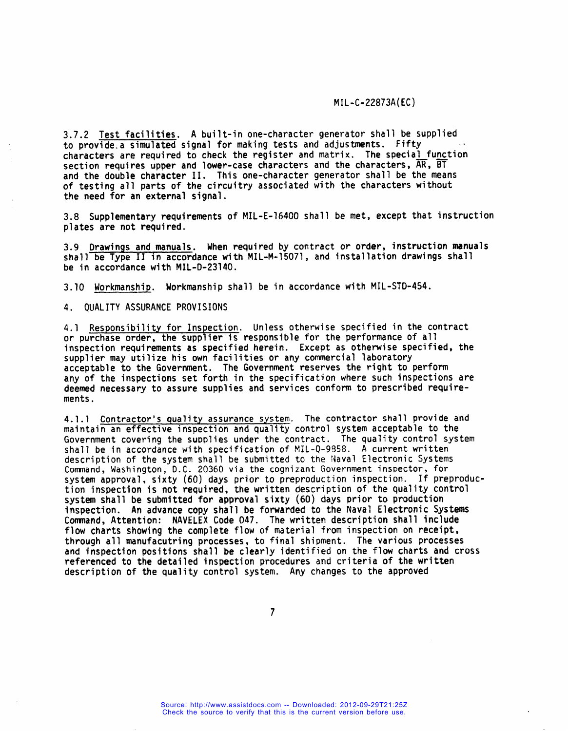3.7.2 Test facilities. A built-in one-character generator shall be supplied to provide a simulated signal for making tests and adjustments. Fifty characters are required to check the register and matrix. The special function section requires upper and lower-case characters and the characters, $\overline{AR}$, $\overline{BT}$ and the double character II. This one-character generator shall be the means of testing all parts of the circuitry associated with the characters without the need for an external signal.

3.8 Supplementary requirements of MIL-E-16400 shall be met, except that instruction plates are not required.

3.9 Drawings and manuals. When required by contract or order, instruction manuals shall be Type II in accordance with MIL-M-15071, and installation drawings shall be in accordance with MIL-D-23140.

3.10 Workmanship. Workmanship shall be in accordance with MIL-STD-454.

4. QUALITY ASSURANCE PROVISIONS

4.1 Responsibility for Inspection. Unless otherwise specified in the contract or purchase order, the supplier is responsible for the performance of all inspection requirements as specified herein. Except as otherwise specified, the supplier may utilize his own facilities or any commercial laboratory acceptable to the Government. The Government reserves the right to perform any of the inspections set forth in the specification where such inspections are deemed necessary to assure supplies and services conform to prescribed requirements.

4.1.1 Contractor's quality assurance system. The contractor shall provide and maintain an effective inspection and quality control system acceptable to the Government covering the supplies under the contract. The quality control system shall be in accordance with specification of MIL-Q-9858. A current written description of the system shall be submitted to the Naval Electronic Systems Command, Washington, D.C. 20360 via the cognizant Government inspector, for system approval, sixty (60) days prior to preproduction inspection. If preproduction inspection is not required, the written description of the quality control system shall be submitted for approval sixty (60) days prior to production inspection. An advance copy shall be forwarded to the Naval Electronic Systems Command, Attention: NAVELEX Code 047. The written description shall include flow charts showing the complete flow of material from inspection on receipt, through all manufacutring processes, to final shipment. The various processes and inspection positions shall be clearly identified on the flow charts and cross referenced to the detailed inspection procedures and criteria of the written description of the quality control system. Any changes to the approved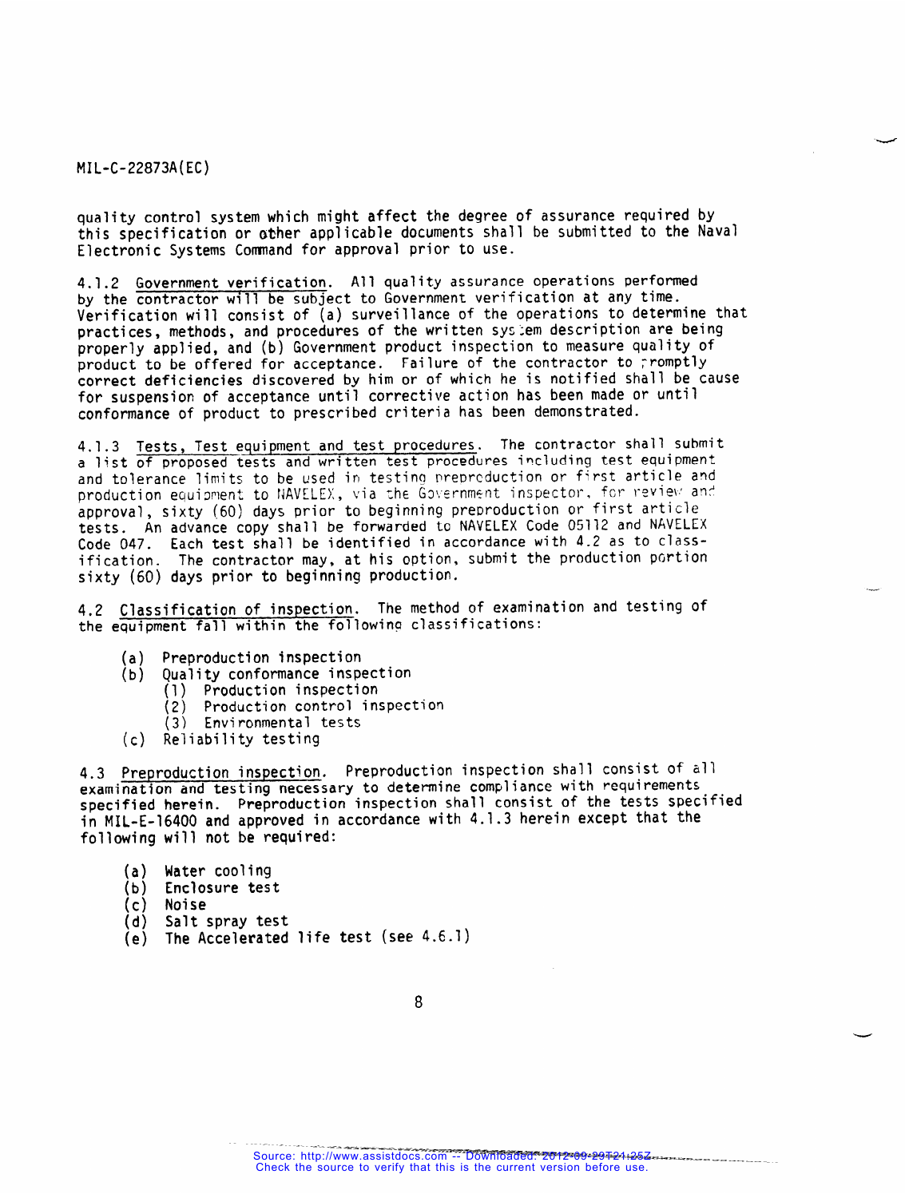quality control system which might affect the degree of assurance required by this specification or other applicable documents shall be submitted to the Naval Electronic Systems Command for approval prior to use.

4.1.2 Government verification. All quality assurance operations performed by the contractor will be subject to Government verification at any time. Verification will consist of (a) surveillance of the operations to determine that practices, methods, and procedures of the written system description are being properly applied, and (b) Government product inspection to measure quality of product to be offered for acceptance. Failure of the contractor to promptly correct deficiencies discovered by him or of which he is notified shall be cause for suspension of acceptance until corrective action has been made or until conformance of product to prescribed criteria has been demonstrated.

4.1.3 Tests, Test equipment and test procedures. The contractor shall submit a list of proposed tests and written test procedures including test equipment and tolerance limits to be used in testing preproduction or first article and production equipment to NAVELEX, via the Government inspector, for review and approval, sixty (60) days prior to beginning preproduction or first article tests. An advance copy shall be forwarded to NAVELEX Code 05112 and NAVELEX Code 047. Each test shall be identified in accordance with 4.2 as to classification. The contractor may, at his option, submit the production portion sixty (60) days prior to beginning production.

4.2 Classification of inspection. The method of examination and testing of the equipment fall within the following classifications:

(a) Preproduction inspection
(b) Quality conformance inspection
  (1) Production inspection
  (2) Production control inspection
  (3) Environmental tests
(c) Reliability testing

4.3 Preproduction inspection. Preproduction inspection shall consist of all examination and testing necessary to determine compliance with requirements specified herein. Preproduction inspection shall consist of the tests specified in MIL-E-16400 and approved in accordance with 4.1.3 herein except that the following will not be required:

(a) Water cooling
(b) Enclosure test
(c) Noise
(d) Salt spray test
(e) The Accelerated life test (see 4.6.1)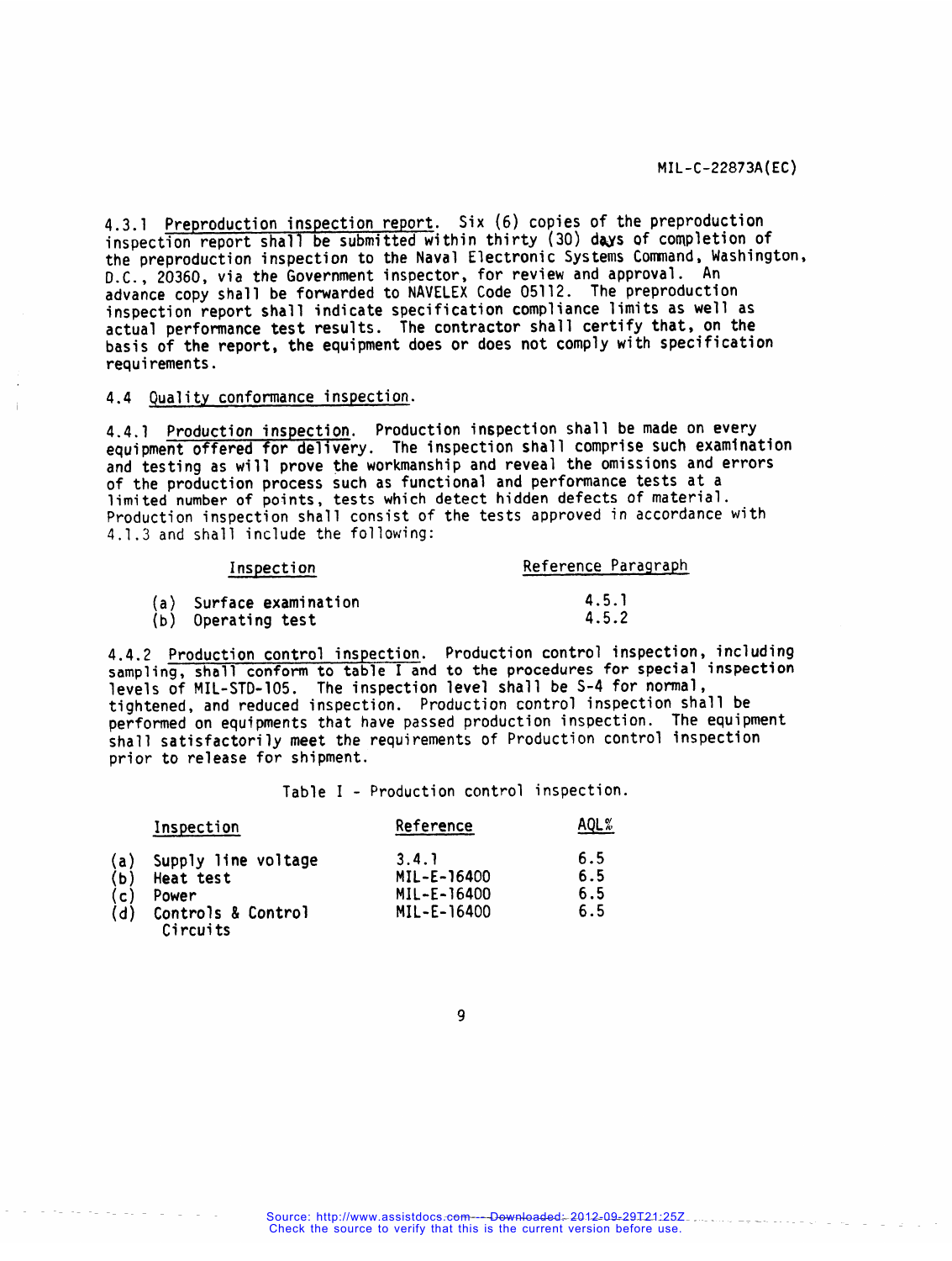4.3.1 Preproduction inspection report. Six (6) copies of the preproduction inspection report shall be submitted within thirty (30) days of completion of the preproduction inspection to the Naval Electronic Systems Command, Washington, D.C., 20360, via the Government inspector, for review and approval. An advance copy shall be forwarded to NAVELEX Code 05112. The preproduction inspection report shall indicate specification compliance limits as well as actual performance test results. The contractor shall certify that, on the basis of the report, the equipment does or does not comply with specification requirements.

4.4 Quality conformance inspection.

4.4.1 Production inspection. Production inspection shall be made on every equipment offered for delivery. The inspection shall comprise such examination and testing as will prove the workmanship and reveal the omissions and errors of the production process such as functional and performance tests at a limited number of points, tests which detect hidden defects of material. Production inspection shall consist of the tests approved in accordance with 4.1.3 and shall include the following:

| Inspection | Reference Paragraph |
|---|---|
| (a) Surface examination | 4.5.1 |
| (b) Operating test | 4.5.2 |

4.4.2 Production control inspection. Production control inspection, including sampling, shall conform to table I and to the procedures for special inspection levels of MIL-STD-105. The inspection level shall be S-4 for normal, tightened, and reduced inspection. Production control inspection shall be performed on equipments that have passed production inspection. The equipment shall satisfactorily meet the requirements of Production control inspection prior to release for shipment.

Table I - Production control inspection.

| Inspection | Reference | AQL% |
|---|---|---|
| (a) Supply line voltage | 3.4.1 | 6.5 |
| (b) Heat test | MIL-E-16400 | 6.5 |
| (c) Power | MIL-E-16400 | 6.5 |
| (d) Controls & Control Circuits | MIL-E-16400 | 6.5 |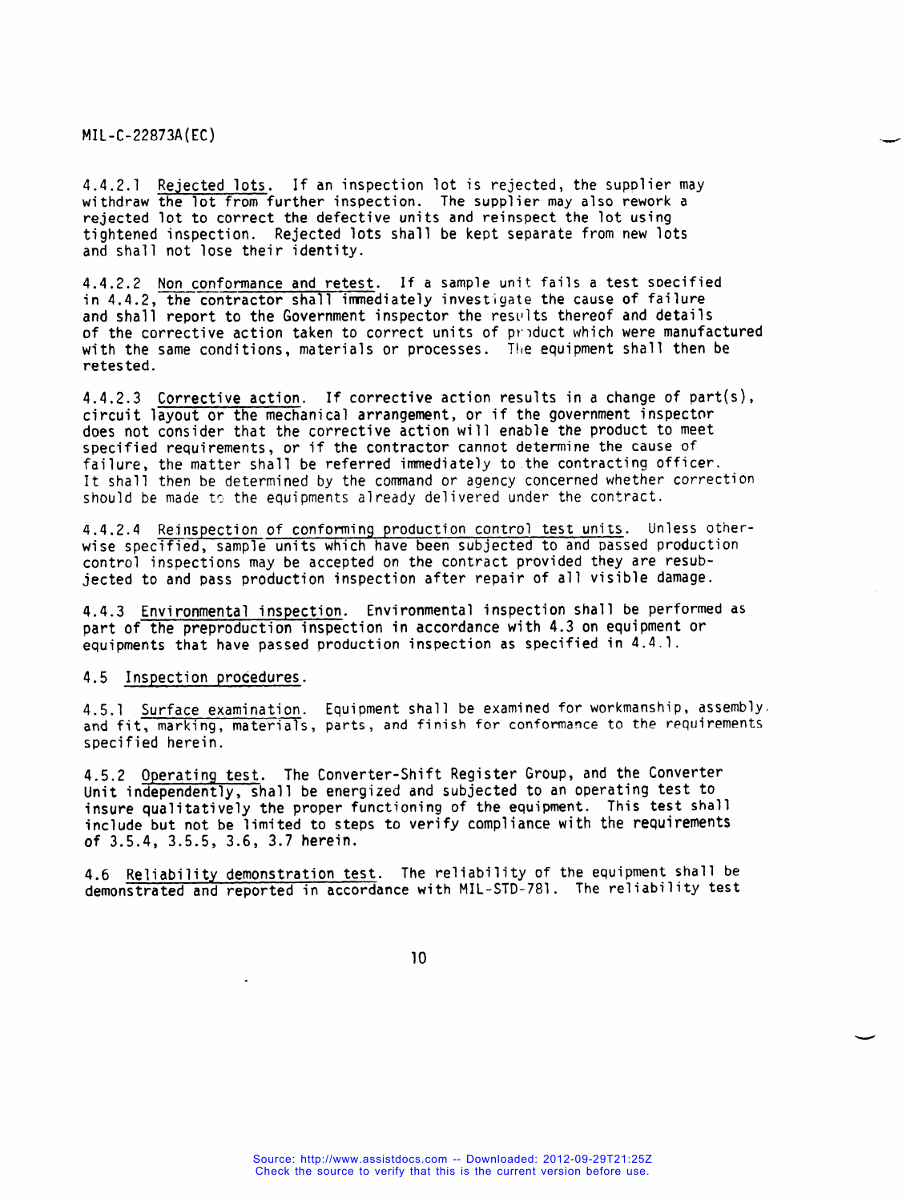4.4.2.1 Rejected lots. If an inspection lot is rejected, the supplier may withdraw the lot from further inspection. The supplier may also rework a rejected lot to correct the defective units and reinspect the lot using tightened inspection. Rejected lots shall be kept separate from new lots and shall not lose their identity.

4.4.2.2 Non conformance and retest. If a sample unit fails a test specified in 4.4.2, the contractor shall immediately investigate the cause of failure and shall report to the Government inspector the results thereof and details of the corrective action taken to correct units of product which were manufactured with the same conditions, materials or processes. The equipment shall then be retested.

4.4.2.3 Corrective action. If corrective action results in a change of part(s), circuit layout or the mechanical arrangement, or if the government inspector does not consider that the corrective action will enable the product to meet specified requirements, or if the contractor cannot determine the cause of failure, the matter shall be referred immediately to the contracting officer. It shall then be determined by the command or agency concerned whether correction should be made to the equipments already delivered under the contract.

4.4.2.4 Reinspection of conforming production control test units. Unless otherwise specified, sample units which have been subjected to and passed production control inspections may be accepted on the contract provided they are resubjected to and pass production inspection after repair of all visible damage.

4.4.3 Environmental inspection. Environmental inspection shall be performed as part of the preproduction inspection in accordance with 4.3 on equipment or equipments that have passed production inspection as specified in 4.4.1.

4.5 Inspection procedures.

4.5.1 Surface examination. Equipment shall be examined for workmanship, assembly and fit, marking, materials, parts, and finish for conformance to the requirements specified herein.

4.5.2 Operating test. The Converter-Shift Register Group, and the Converter Unit independently, shall be energized and subjected to an operating test to insure qualitatively the proper functioning of the equipment. This test shall include but not be limited to steps to verify compliance with the requirements of 3.5.4, 3.5.5, 3.6, 3.7 herein.

4.6 Reliability demonstration test. The reliability of the equipment shall be demonstrated and reported in accordance with MIL-STD-781. The reliability test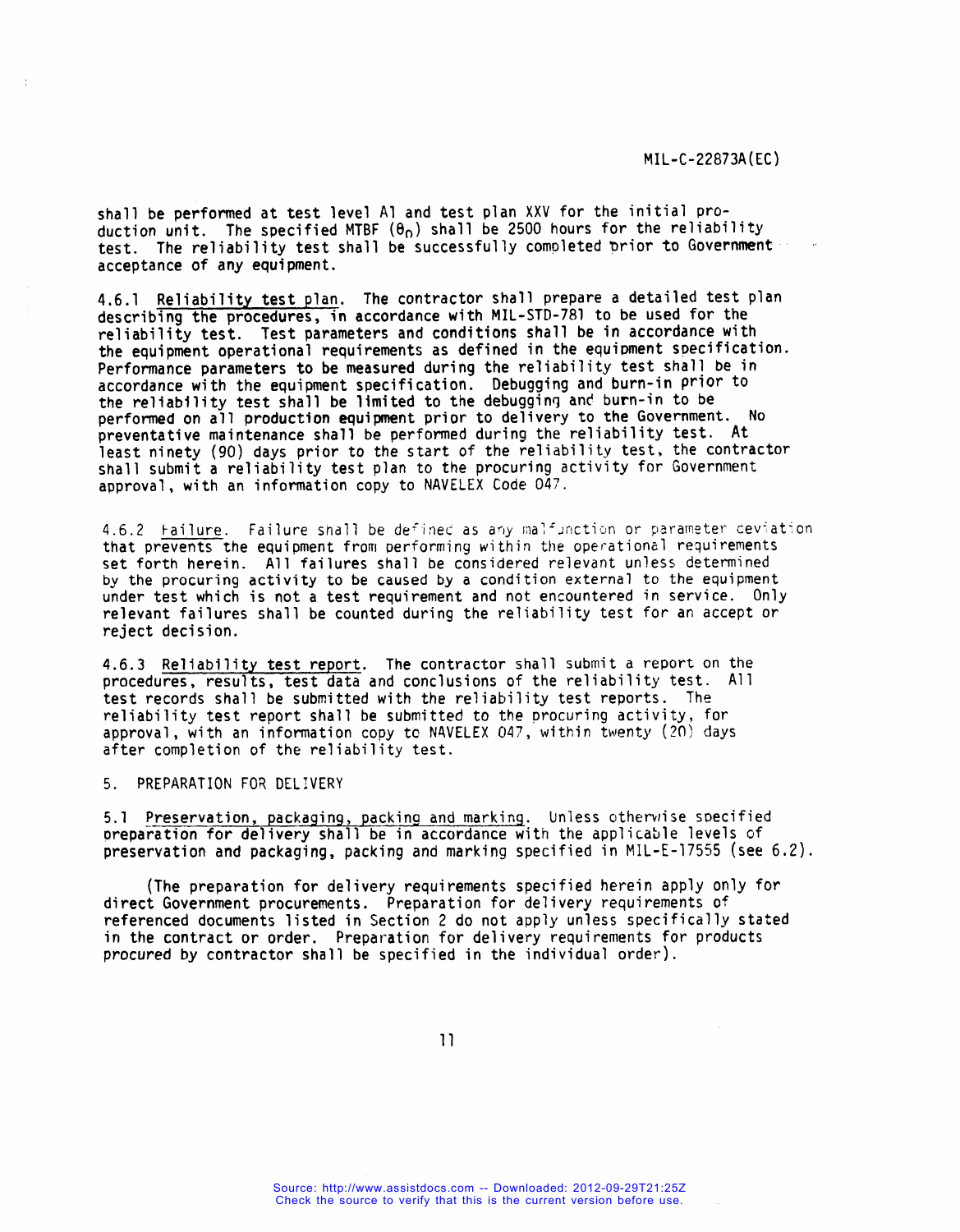shall be performed at test level A1 and test plan XXV for the initial production unit. The specified MTBF ($\theta_0$) shall be 2500 hours for the reliability test. The reliability test shall be successfully completed prior to Government acceptance of any equipment.

4.6.1 Reliability test plan. The contractor shall prepare a detailed test plan describing the procedures, in accordance with MIL-STD-781 to be used for the reliability test. Test parameters and conditions shall be in accordance with the equipment operational requirements as defined in the equipment specification. Performance parameters to be measured during the reliability test shall be in accordance with the equipment specification. Debugging and burn-in prior to the reliability test shall be limited to the debugging and burn-in to be performed on all production equipment prior to delivery to the Government. No preventative maintenance shall be performed during the reliability test. At least ninety (90) days prior to the start of the reliability test, the contractor shall submit a reliability test plan to the procuring activity for Government approval, with an information copy to NAVELEX Code 047.

4.6.2 Failure. Failure shall be defined as any malfunction or parameter deviation that prevents the equipment from performing within the operational requirements set forth herein. All failures shall be considered relevant unless determined by the procuring activity to be caused by a condition external to the equipment under test which is not a test requirement and not encountered in service. Only relevant failures shall be counted during the reliability test for an accept or reject decision.

4.6.3 Reliability test report. The contractor shall submit a report on the procedures, results, test data and conclusions of the reliability test. All test records shall be submitted with the reliability test reports. The reliability test report shall be submitted to the procuring activity, for approval, with an information copy to NAVELEX 047, within twenty (20) days after completion of the reliability test.

## 5. PREPARATION FOR DELIVERY

5.1 Preservation, packaging, packing and marking. Unless otherwise specified preparation for delivery shall be in accordance with the applicable levels of preservation and packaging, packing and marking specified in MIL-E-17555 (see 6.2).

(The preparation for delivery requirements specified herein apply only for direct Government procurements. Preparation for delivery requirements of referenced documents listed in Section 2 do not apply unless specifically stated in the contract or order. Preparation for delivery requirements for products procured by contractor shall be specified in the individual order).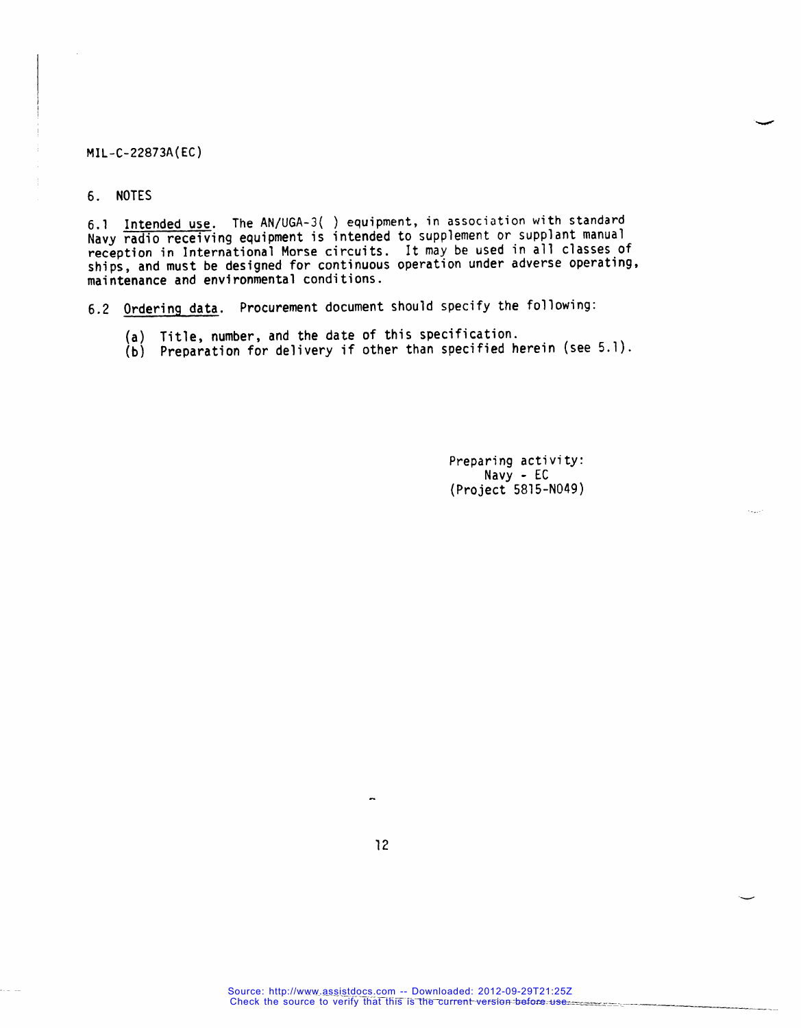## 6. NOTES

6.1 Intended use. The AN/UGA-3( ) equipment, in association with standard Navy radio receiving equipment is intended to supplement or supplant manual reception in International Morse circuits. It may be used in all classes of ships, and must be designed for continuous operation under adverse operating, maintenance and environmental conditions.

6.2 Ordering data. Procurement document should specify the following:

(a) Title, number, and the date of this specification.
(b) Preparation for delivery if other than specified herein (see 5.1).

Preparing activity:
Navy - EC
(Project 5815-N049)

Source: http://www.assistdocs.com -- Downloaded: 2012-09-29T21:25Z
Check the source to verify that this is the current version before use.